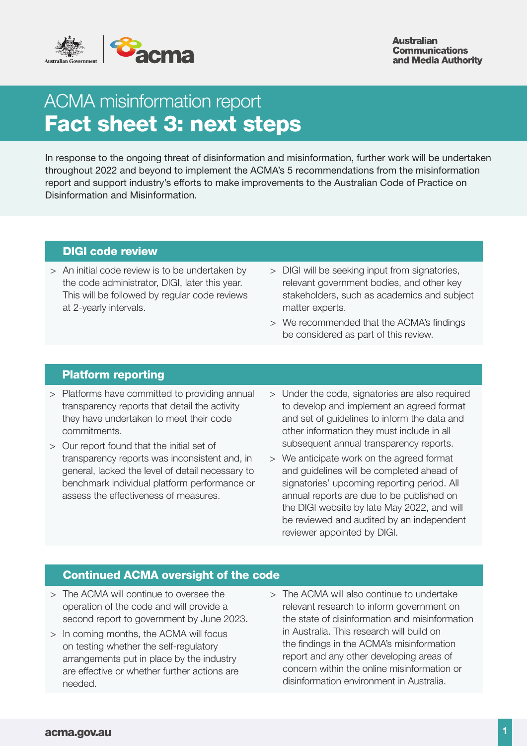Australian Communications and Media Authority

# ACMA misinformation report

# Fact sheet 3: next steps

In response to the ongoing threat of disinformation and misinformation, further work will be undertaken throughout 2022 and beyond to implement the ACMA's 5 recommendations from the misinformation report and support industry's efforts to make improvements to the Australian Code of Practice on Disinformation and Misinformation.

## DIGI code review

> An initial code review is to be undertaken by the code administrator, DIGI, later this year. This will be followed by regular code reviews at 2-yearly intervals.

> DIGI will be seeking input from signatories, relevant government bodies, and other key stakeholders, such as academics and subject matter experts.

> We recommended that the ACMA's findings be considered as part of this review.

## Platform reporting

> Platforms have committed to providing annual transparency reports that detail the activity they have undertaken to meet their code commitments.

> Our report found that the initial set of transparency reports was inconsistent and, in general, lacked the level of detail necessary to benchmark individual platform performance or assess the effectiveness of measures.

> Under the code, signatories are also required to develop and implement an agreed format and set of guidelines to inform the data and other information they must include in all subsequent annual transparency reports.

> We anticipate work on the agreed format and guidelines will be completed ahead of signatories' upcoming reporting period. All annual reports are due to be published on the DIGI website by late May 2022, and will be reviewed and audited by an independent reviewer appointed by DIGI.

## Continued ACMA oversight of the code

> The ACMA will continue to oversee the operation of the code and will provide a second report to government by June 2023.

> In coming months, the ACMA will focus on testing whether the self-regulatory arrangements put in place by the industry are effective or whether further actions are needed.

> The ACMA will also continue to undertake relevant research to inform government on the state of disinformation and misinformation in Australia. This research will build on the findings in the ACMA's misinformation report and any other developing areas of concern within the online misinformation or disinformation environment in Australia.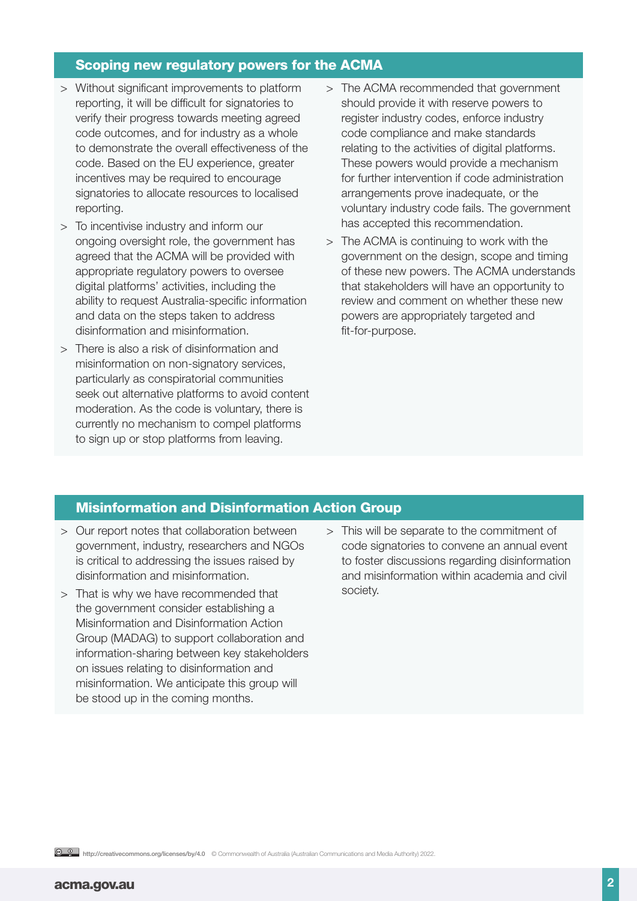## Scoping new regulatory powers for the ACMA

- Without significant improvements to platform reporting, it will be difficult for signatories to verify their progress towards meeting agreed code outcomes, and for industry as a whole to demonstrate the overall effectiveness of the code. Based on the EU experience, greater incentives may be required to encourage signatories to allocate resources to localised reporting.
- To incentivise industry and inform our ongoing oversight role, the government has agreed that the ACMA will be provided with appropriate regulatory powers to oversee digital platforms' activities, including the ability to request Australia-specific information and data on the steps taken to address disinformation and misinformation.
- There is also a risk of disinformation and misinformation on non-signatory services, particularly as conspiratorial communities seek out alternative platforms to avoid content moderation. As the code is voluntary, there is currently no mechanism to compel platforms to sign up or stop platforms from leaving.
- The ACMA recommended that government should provide it with reserve powers to register industry codes, enforce industry code compliance and make standards relating to the activities of digital platforms. These powers would provide a mechanism for further intervention if code administration arrangements prove inadequate, or the voluntary industry code fails. The government has accepted this recommendation.
- The ACMA is continuing to work with the government on the design, scope and timing of these new powers. The ACMA understands that stakeholders will have an opportunity to review and comment on whether these new powers are appropriately targeted and fit-for-purpose.

## Misinformation and Disinformation Action Group

- Our report notes that collaboration between government, industry, researchers and NGOs is critical to addressing the issues raised by disinformation and misinformation.
- That is why we have recommended that the government consider establishing a Misinformation and Disinformation Action Group (MADAG) to support collaboration and information-sharing between key stakeholders on issues relating to disinformation and misinformation. We anticipate this group will be stood up in the coming months.
- This will be separate to the commitment of code signatories to convene an annual event to foster discussions regarding disinformation and misinformation within academia and civil society.

http://creativecommons.org/licenses/by/4.0 © Commonwealth of Australia (Australian Communications and Media Authority) 2022.

acma.gov.au